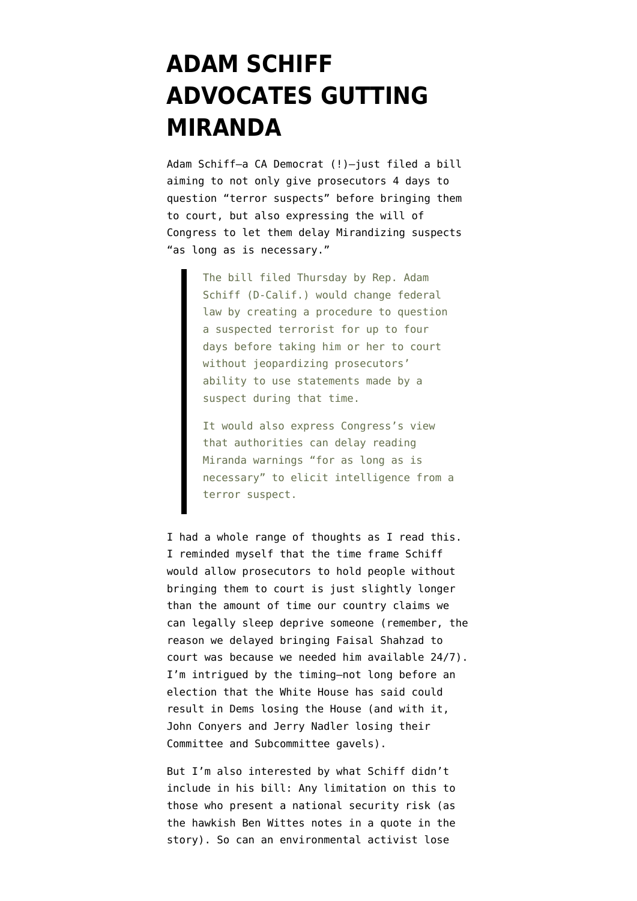# ADAM SCHIFF ADVOCATES GUTTING MIRANDA

Adam Schiff—a CA Democrat (!)—just filed a bill aiming to not only give prosecutors 4 days to question "terror suspects" before bringing them to court, but also expressing the will of Congress to let them delay Mirandizing suspects "as long as is necessary."

> The bill filed Thursday by Rep. Adam Schiff (D-Calif.) would change federal law by creating a procedure to question a suspected terrorist for up to four days before taking him or her to court without jeopardizing prosecutors' ability to use statements made by a suspect during that time.
>
> It would also express Congress's view that authorities can delay reading Miranda warnings "for as long as is necessary" to elicit intelligence from a terror suspect.

I had a whole range of thoughts as I read this. I reminded myself that the time frame Schiff would allow prosecutors to hold people without bringing them to court is just slightly longer than the amount of time our country claims we can legally sleep deprive someone (remember, the reason we delayed bringing Faisal Shahzad to court was because we needed him available 24/7). I'm intrigued by the timing—not long before an election that the White House has said could result in Dems losing the House (and with it, John Conyers and Jerry Nadler losing their Committee and Subcommittee gavels).

But I'm also interested by what Schiff didn't include in his bill: Any limitation on this to those who present a national security risk (as the hawkish Ben Wittes notes in a quote in the story). So can an environmental activist lose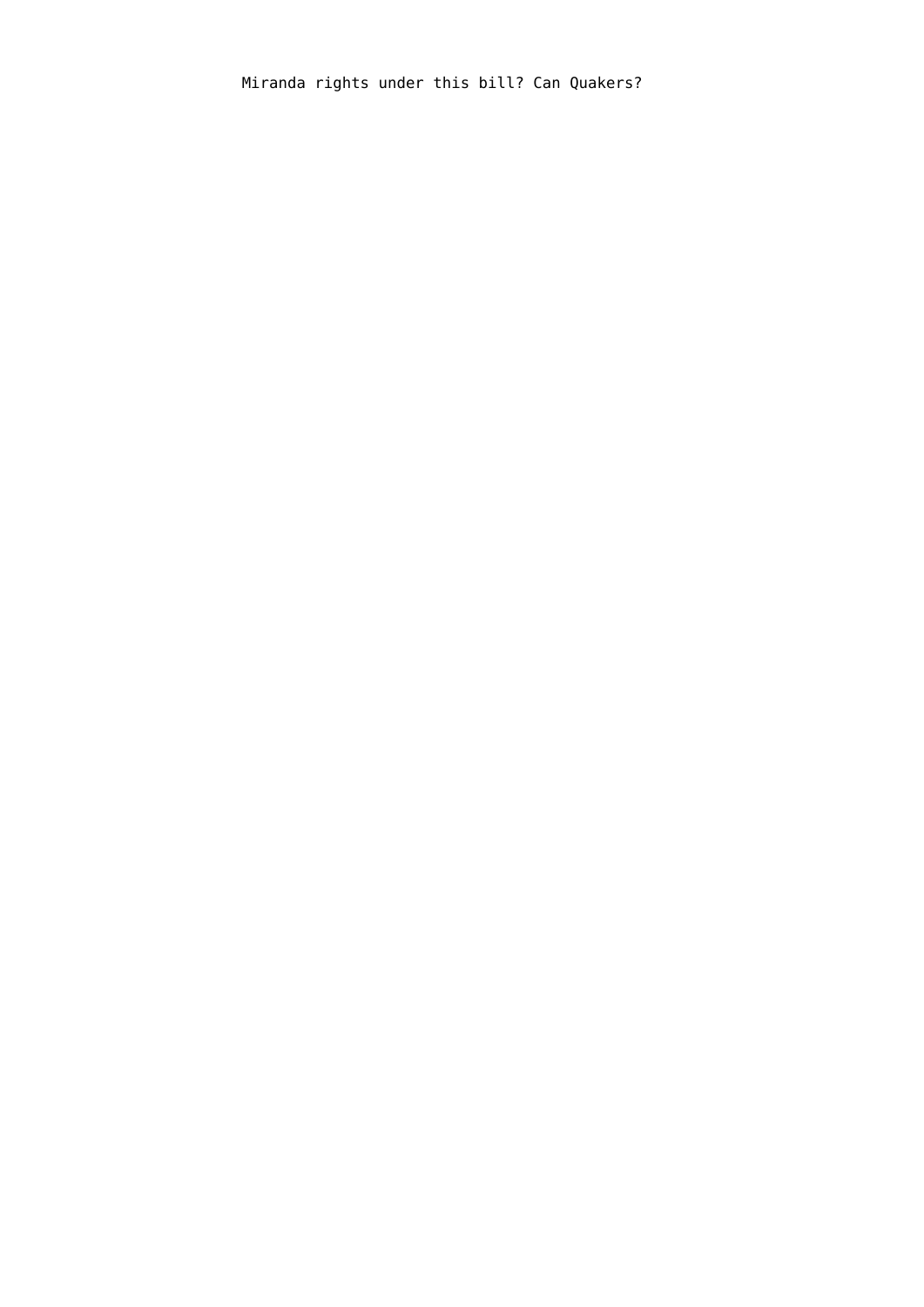Miranda rights under this bill? Can Quakers?